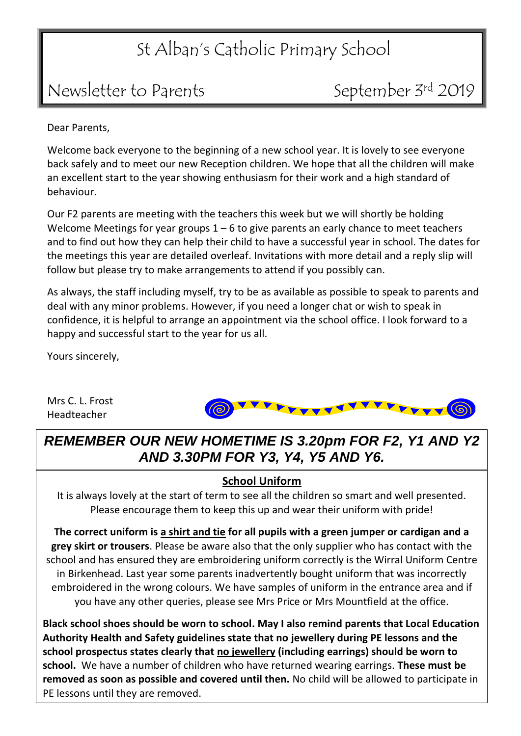# St Alban's Catholic Primary School

## Newsletter to Parents — September 3rd 2019

Dear Parents,

Welcome back everyone to the beginning of a new school year. It is lovely to see everyone back safely and to meet our new Reception children. We hope that all the children will make an excellent start to the year showing enthusiasm for their work and a high standard of behaviour.

Our F2 parents are meeting with the teachers this week but we will shortly be holding Welcome Meetings for year groups 1 – 6 to give parents an early chance to meet teachers and to find out how they can help their child to have a successful year in school. The dates for the meetings this year are detailed overleaf. Invitations with more detail and a reply slip will follow but please try to make arrangements to attend if you possibly can.

As always, the staff including myself, try to be as available as possible to speak to parents and deal with any minor problems. However, if you need a longer chat or wish to speak in confidence, it is helpful to arrange an appointment via the school office. I look forward to a happy and successful start to the year for us all.

Yours sincerely,

Mrs C. L. Frost
Headteacher

***REMEMBER OUR NEW HOMETIME IS 3.20pm FOR F2, Y1 AND Y2 AND 3.30PM FOR Y3, Y4, Y5 AND Y6.***

### School Uniform

It is always lovely at the start of term to see all the children so smart and well presented. Please encourage them to keep this up and wear their uniform with pride!

**The correct uniform is a shirt and tie for all pupils with a green jumper or cardigan and a grey skirt or trousers**. Please be aware also that the only supplier who has contact with the school and has ensured they are embroidering uniform correctly is the Wirral Uniform Centre in Birkenhead. Last year some parents inadvertently bought uniform that was incorrectly embroidered in the wrong colours. We have samples of uniform in the entrance area and if you have any other queries, please see Mrs Price or Mrs Mountfield at the office.

**Black school shoes should be worn to school. May I also remind parents that Local Education Authority Health and Safety guidelines state that no jewellery during PE lessons and the school prospectus states clearly that no jewellery (including earrings) should be worn to school.** We have a number of children who have returned wearing earrings. **These must be removed as soon as possible and covered until then.** No child will be allowed to participate in PE lessons until they are removed.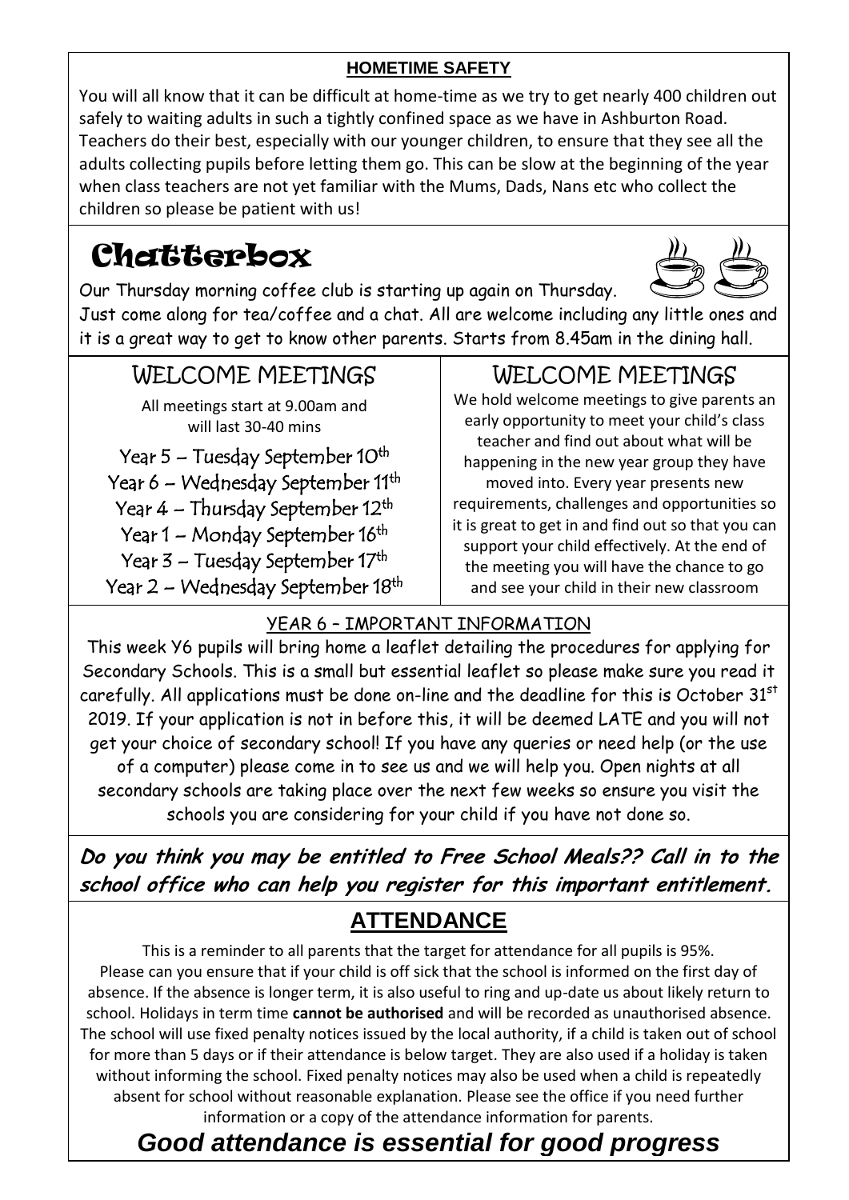## HOMETIME SAFETY

You will all know that it can be difficult at home-time as we try to get nearly 400 children out safely to waiting adults in such a tightly confined space as we have in Ashburton Road. Teachers do their best, especially with our younger children, to ensure that they see all the adults collecting pupils before letting them go. This can be slow at the beginning of the year when class teachers are not yet familiar with the Mums, Dads, Nans etc who collect the children so please be patient with us!

# Chatterbox

Our Thursday morning coffee club is starting up again on Thursday.
Just come along for tea/coffee and a chat. All are welcome including any little ones and it is a great way to get to know other parents. Starts from 8.45am in the dining hall.

## WELCOME MEETINGS

All meetings start at 9.00am and will last 30-40 mins

Year 5 – Tuesday September 10th
Year 6 – Wednesday September 11th
Year 4 – Thursday September 12th
Year 1 – Monday September 16th
Year 3 – Tuesday September 17th
Year 2 – Wednesday September 18th

## WELCOME MEETINGS

We hold welcome meetings to give parents an early opportunity to meet your child's class teacher and find out about what will be happening in the new year group they have moved into. Every year presents new requirements, challenges and opportunities so it is great to get in and find out so that you can support your child effectively. At the end of the meeting you will have the chance to go and see your child in their new classroom

## YEAR 6 – IMPORTANT INFORMATION

This week Y6 pupils will bring home a leaflet detailing the procedures for applying for Secondary Schools. This is a small but essential leaflet so please make sure you read it carefully. All applications must be done on-line and the deadline for this is October 31st 2019. If your application is not in before this, it will be deemed LATE and you will not get your choice of secondary school! If you have any queries or need help (or the use of a computer) please come in to see us and we will help you. Open nights at all secondary schools are taking place over the next few weeks so ensure you visit the schools you are considering for your child if you have not done so.

***Do you think you may be entitled to Free School Meals?? Call in to the school office who can help you register for this important entitlement.***

## ATTENDANCE

This is a reminder to all parents that the target for attendance for all pupils is 95%. Please can you ensure that if your child is off sick that the school is informed on the first day of absence. If the absence is longer term, it is also useful to ring and up-date us about likely return to school. Holidays in term time **cannot be authorised** and will be recorded as unauthorised absence. The school will use fixed penalty notices issued by the local authority, if a child is taken out of school for more than 5 days or if their attendance is below target. They are also used if a holiday is taken without informing the school. Fixed penalty notices may also be used when a child is repeatedly absent for school without reasonable explanation. Please see the office if you need further information or a copy of the attendance information for parents.

***Good attendance is essential for good progress***